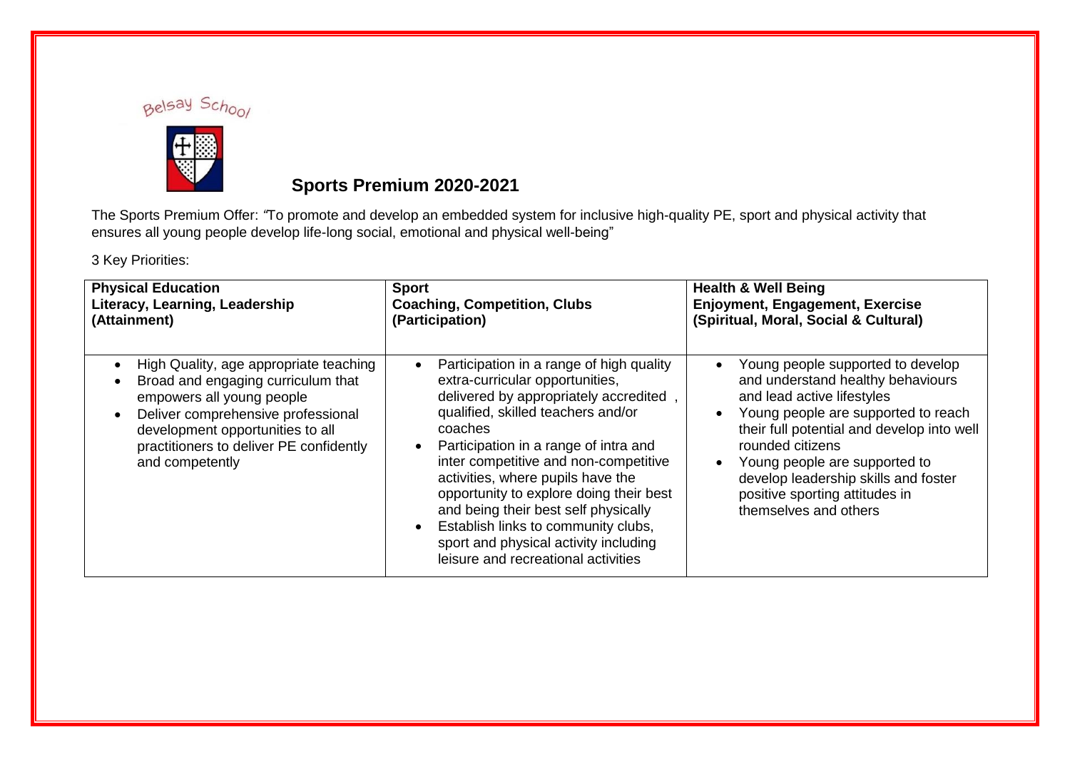Belsay School

# Sports Premium 2020-2021

The Sports Premium Offer: *"*To promote and develop an embedded system for inclusive high-quality PE, sport and physical activity that ensures all young people develop life-long social, emotional and physical well-being"

3 Key Priorities:

| **Physical Education**<br>**Literacy, Learning, Leadership**<br>**(Attainment)** | **Sport**<br>**Coaching, Competition, Clubs**<br>**(Participation)** | **Health & Well Being**<br>**Enjoyment, Engagement, Exercise**<br>**(Spiritual, Moral, Social & Cultural)** |
|---|---|---|
| • High Quality, age appropriate teaching<br>• Broad and engaging curriculum that empowers all young people<br>• Deliver comprehensive professional development opportunities to all practitioners to deliver PE confidently and competently | • Participation in a range of high quality extra-curricular opportunities, delivered by appropriately accredited , qualified, skilled teachers and/or coaches<br>• Participation in a range of intra and inter competitive and non-competitive activities, where pupils have the opportunity to explore doing their best and being their best self physically<br>• Establish links to community clubs, sport and physical activity including leisure and recreational activities | • Young people supported to develop and understand healthy behaviours and lead active lifestyles<br>• Young people are supported to reach their full potential and develop into well rounded citizens<br>• Young people are supported to develop leadership skills and foster positive sporting attitudes in themselves and others |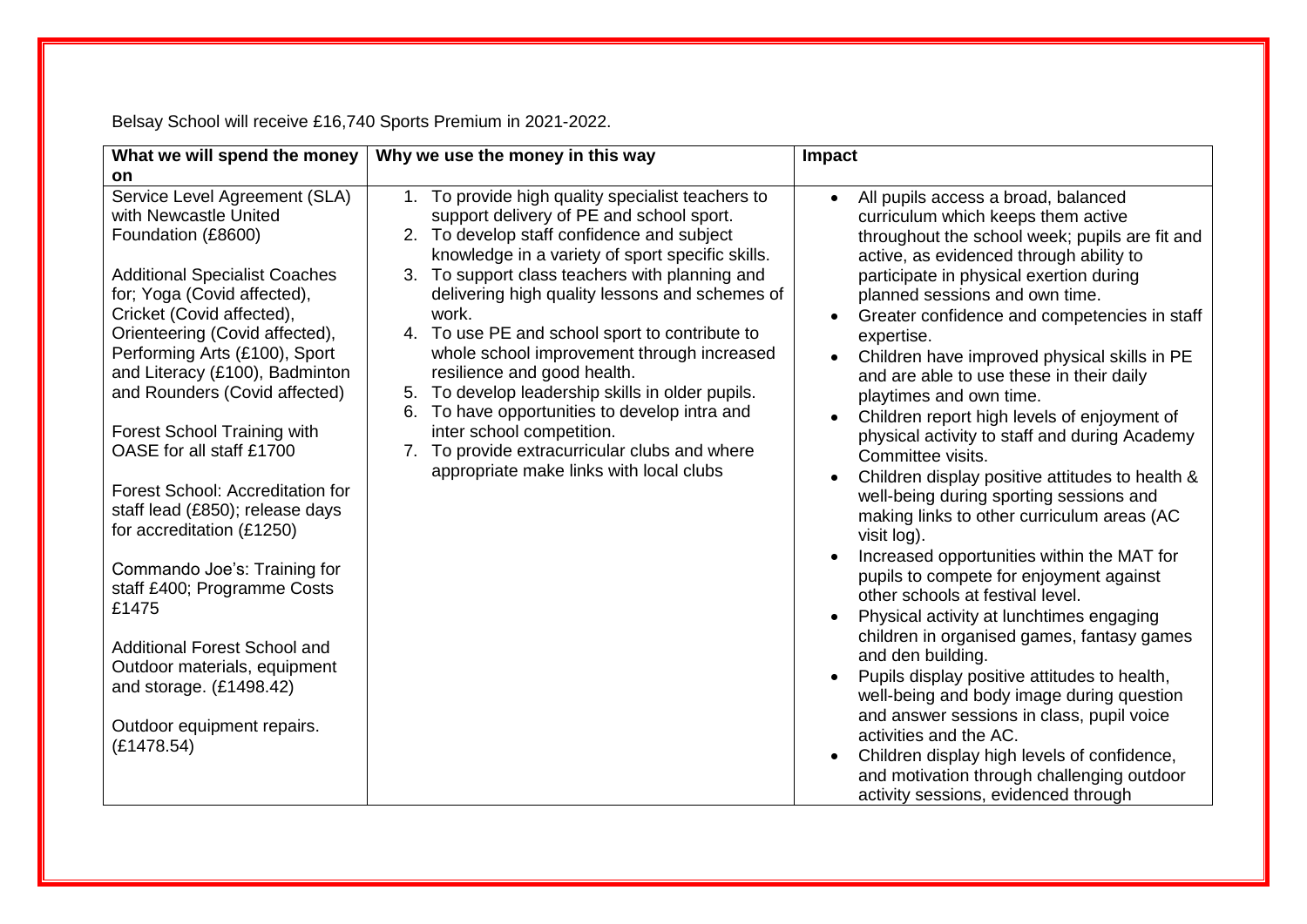Belsay School will receive £16,740 Sports Premium in 2021-2022.

| What we will spend the money on | Why we use the money in this way | Impact |
| --- | --- | --- |
| Service Level Agreement (SLA) with Newcastle United Foundation (£8600)<br><br>Additional Specialist Coaches for; Yoga (Covid affected), Cricket (Covid affected), Orienteering (Covid affected), Performing Arts (£100), Sport and Literacy (£100), Badminton and Rounders (Covid affected)<br><br>Forest School Training with OASE for all staff £1700<br><br>Forest School: Accreditation for staff lead (£850); release days for accreditation (£1250)<br><br>Commando Joe's: Training for staff £400; Programme Costs £1475<br><br>Additional Forest School and Outdoor materials, equipment and storage. (£1498.42)<br><br>Outdoor equipment repairs. (£1478.54) | 1. To provide high quality specialist teachers to support delivery of PE and school sport.<br>2. To develop staff confidence and subject knowledge in a variety of sport specific skills.<br>3. To support class teachers with planning and delivering high quality lessons and schemes of work.<br>4. To use PE and school sport to contribute to whole school improvement through increased resilience and good health.<br>5. To develop leadership skills in older pupils.<br>6. To have opportunities to develop intra and inter school competition.<br>7. To provide extracurricular clubs and where appropriate make links with local clubs | • All pupils access a broad, balanced curriculum which keeps them active throughout the school week; pupils are fit and active, as evidenced through ability to participate in physical exertion during planned sessions and own time.<br>• Greater confidence and competencies in staff expertise.<br>• Children have improved physical skills in PE and are able to use these in their daily playtimes and own time.<br>• Children report high levels of enjoyment of physical activity to staff and during Academy Committee visits.<br>• Children display positive attitudes to health & well-being during sporting sessions and making links to other curriculum areas (AC visit log).<br>• Increased opportunities within the MAT for pupils to compete for enjoyment against other schools at festival level.<br>• Physical activity at lunchtimes engaging children in organised games, fantasy games and den building.<br>• Pupils display positive attitudes to health, well-being and body image during question and answer sessions in class, pupil voice activities and the AC.<br>• Children display high levels of confidence, and motivation through challenging outdoor activity sessions, evidenced through |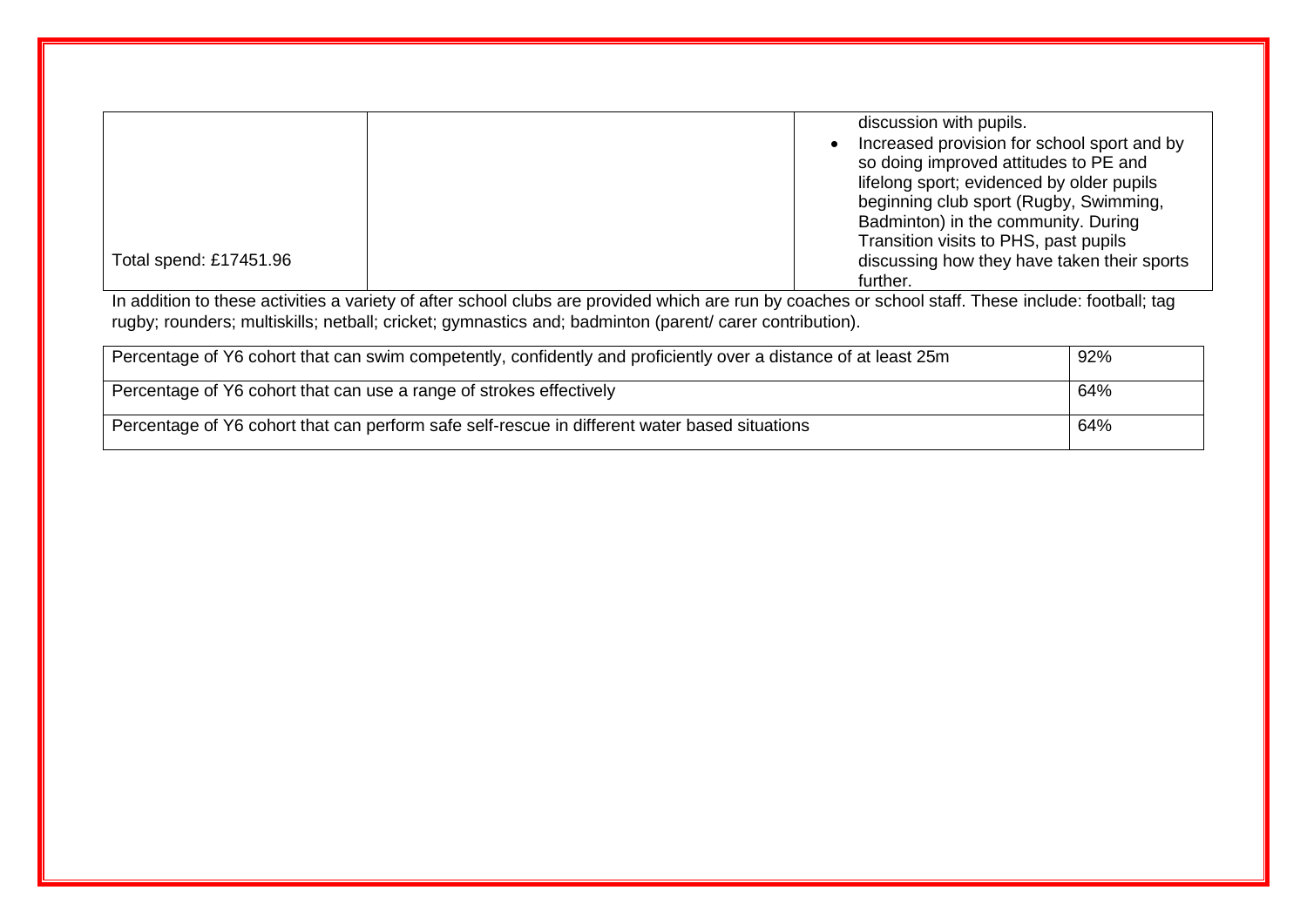| | | |
|---|---|---|
| Total spend: £17451.96 | | discussion with pupils.<br>• Increased provision for school sport and by so doing improved attitudes to PE and lifelong sport; evidenced by older pupils beginning club sport (Rugby, Swimming, Badminton) in the community. During Transition visits to PHS, past pupils discussing how they have taken their sports further. |

In addition to these activities a variety of after school clubs are provided which are run by coaches or school staff. These include: football; tag rugby; rounders; multiskills; netball; cricket; gymnastics and; badminton (parent/ carer contribution).

| | |
|---|---|
| Percentage of Y6 cohort that can swim competently, confidently and proficiently over a distance of at least 25m | 92% |
| Percentage of Y6 cohort that can use a range of strokes effectively | 64% |
| Percentage of Y6 cohort that can perform safe self-rescue in different water based situations | 64% |